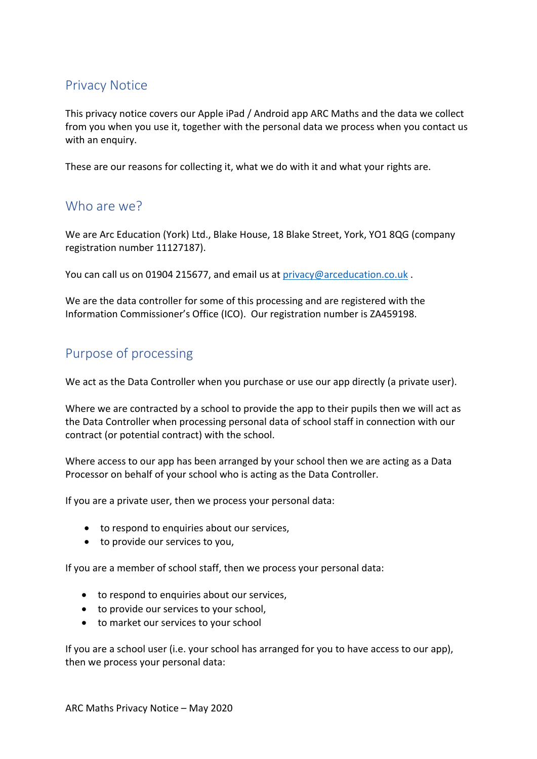## Privacy Notice

This privacy notice covers our Apple iPad / Android app ARC Maths and the data we collect from you when you use it, together with the personal data we process when you contact us with an enquiry.

These are our reasons for collecting it, what we do with it and what your rights are.

## Who are we?

We are Arc Education (York) Ltd., Blake House, 18 Blake Street, York, YO1 8QG (company registration number 11127187).

You can call us on 01904 215677, and email us at privacy@arceducation.co.uk .

We are the data controller for some of this processing and are registered with the Information Commissioner's Office (ICO). Our registration number is ZA459198.

## Purpose of processing

We act as the Data Controller when you purchase or use our app directly (a private user).

Where we are contracted by a school to provide the app to their pupils then we will act as the Data Controller when processing personal data of school staff in connection with our contract (or potential contract) with the school.

Where access to our app has been arranged by your school then we are acting as a Data Processor on behalf of your school who is acting as the Data Controller.

If you are a private user, then we process your personal data:

- to respond to enquiries about our services,
- to provide our services to you,

If you are a member of school staff, then we process your personal data:

- to respond to enquiries about our services,
- to provide our services to your school,
- to market our services to your school

If you are a school user (i.e. your school has arranged for you to have access to our app), then we process your personal data: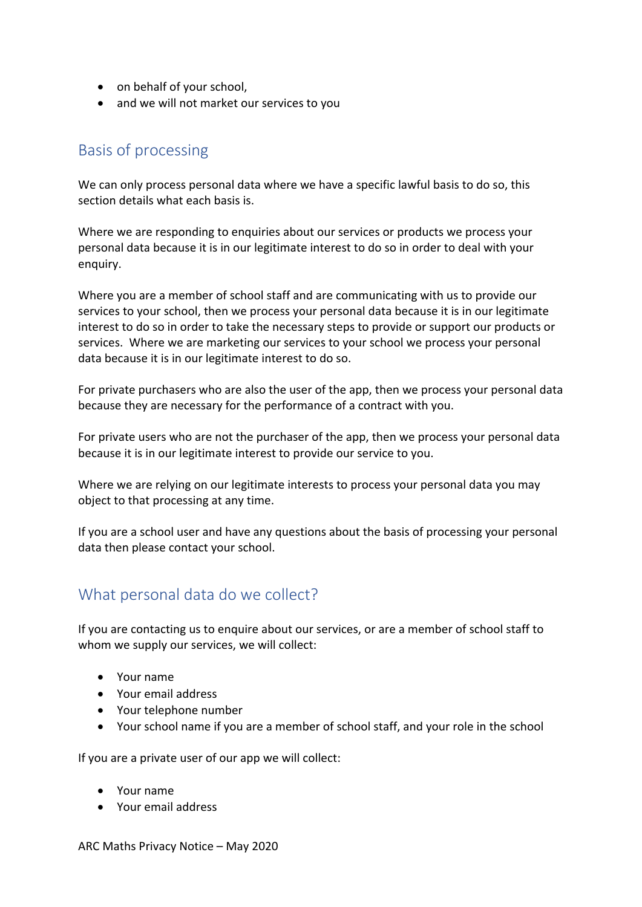- on behalf of your school,
- and we will not market our services to you

## Basis of processing

We can only process personal data where we have a specific lawful basis to do so, this section details what each basis is.

Where we are responding to enquiries about our services or products we process your personal data because it is in our legitimate interest to do so in order to deal with your enquiry.

Where you are a member of school staff and are communicating with us to provide our services to your school, then we process your personal data because it is in our legitimate interest to do so in order to take the necessary steps to provide or support our products or services. Where we are marketing our services to your school we process your personal data because it is in our legitimate interest to do so.

For private purchasers who are also the user of the app, then we process your personal data because they are necessary for the performance of a contract with you.

For private users who are not the purchaser of the app, then we process your personal data because it is in our legitimate interest to provide our service to you.

Where we are relying on our legitimate interests to process your personal data you may object to that processing at any time.

If you are a school user and have any questions about the basis of processing your personal data then please contact your school.

## What personal data do we collect?

If you are contacting us to enquire about our services, or are a member of school staff to whom we supply our services, we will collect:

- Your name
- Your email address
- Your telephone number
- Your school name if you are a member of school staff, and your role in the school

If you are a private user of our app we will collect:

- Your name
- Your email address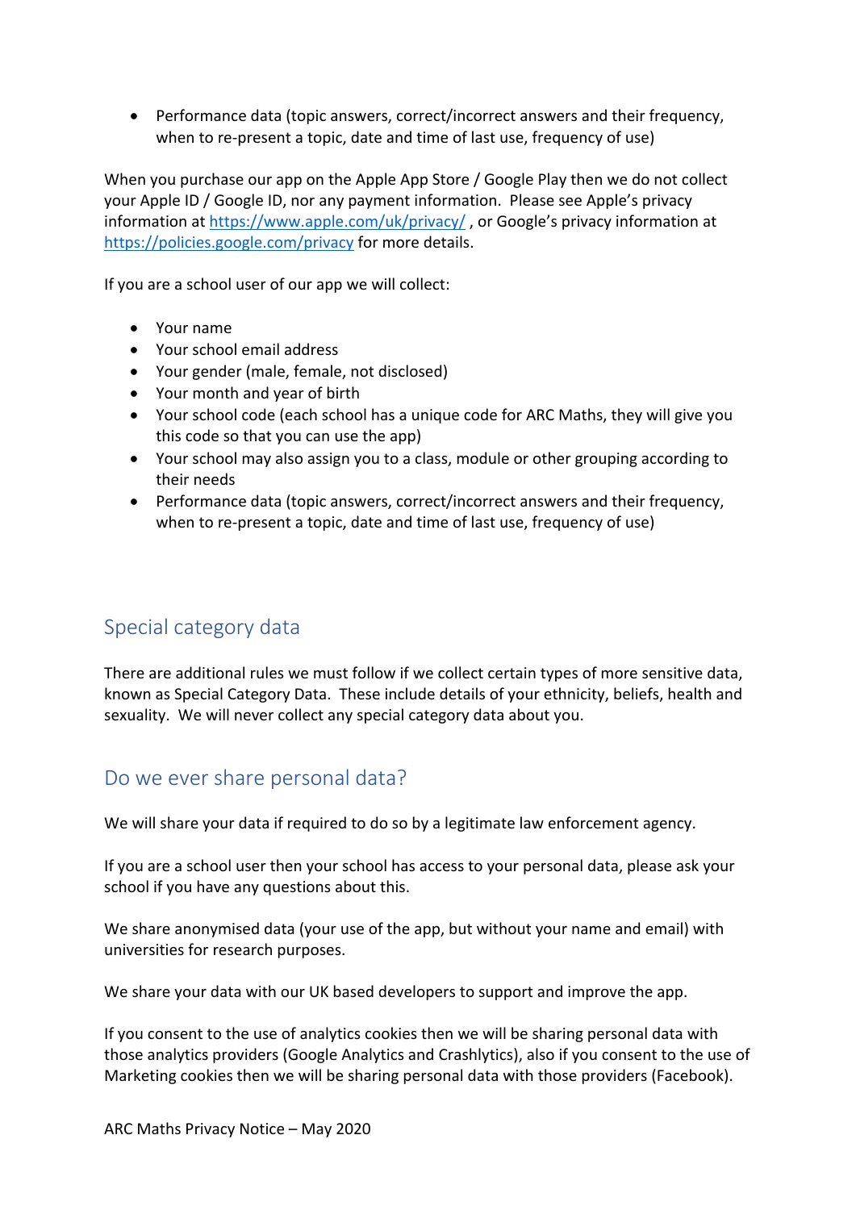- Performance data (topic answers, correct/incorrect answers and their frequency, when to re-present a topic, date and time of last use, frequency of use)

When you purchase our app on the Apple App Store / Google Play then we do not collect your Apple ID / Google ID, nor any payment information. Please see Apple's privacy information at https://www.apple.com/uk/privacy/ , or Google's privacy information at https://policies.google.com/privacy for more details.

If you are a school user of our app we will collect:

- Your name
- Your school email address
- Your gender (male, female, not disclosed)
- Your month and year of birth
- Your school code (each school has a unique code for ARC Maths, they will give you this code so that you can use the app)
- Your school may also assign you to a class, module or other grouping according to their needs
- Performance data (topic answers, correct/incorrect answers and their frequency, when to re-present a topic, date and time of last use, frequency of use)

## Special category data

There are additional rules we must follow if we collect certain types of more sensitive data, known as Special Category Data. These include details of your ethnicity, beliefs, health and sexuality. We will never collect any special category data about you.

## Do we ever share personal data?

We will share your data if required to do so by a legitimate law enforcement agency.

If you are a school user then your school has access to your personal data, please ask your school if you have any questions about this.

We share anonymised data (your use of the app, but without your name and email) with universities for research purposes.

We share your data with our UK based developers to support and improve the app.

If you consent to the use of analytics cookies then we will be sharing personal data with those analytics providers (Google Analytics and Crashlytics), also if you consent to the use of Marketing cookies then we will be sharing personal data with those providers (Facebook).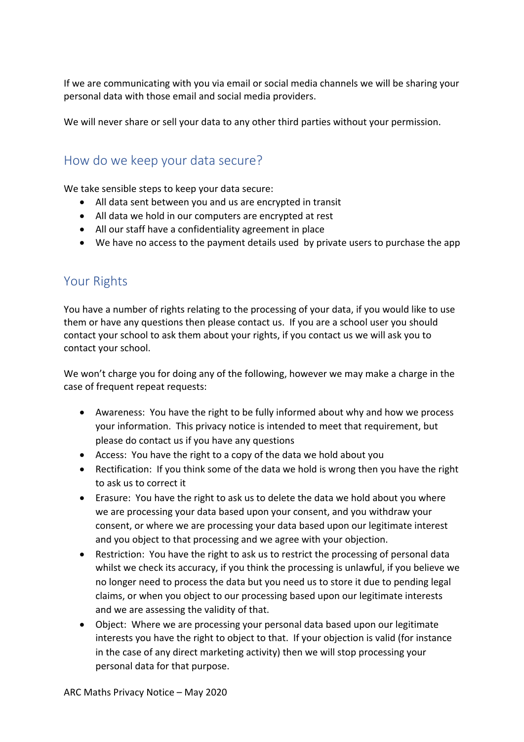If we are communicating with you via email or social media channels we will be sharing your personal data with those email and social media providers.

We will never share or sell your data to any other third parties without your permission.

## How do we keep your data secure?

We take sensible steps to keep your data secure:

- All data sent between you and us are encrypted in transit
- All data we hold in our computers are encrypted at rest
- All our staff have a confidentiality agreement in place
- We have no access to the payment details used by private users to purchase the app

## Your Rights

You have a number of rights relating to the processing of your data, if you would like to use them or have any questions then please contact us. If you are a school user you should contact your school to ask them about your rights, if you contact us we will ask you to contact your school.

We won't charge you for doing any of the following, however we may make a charge in the case of frequent repeat requests:

- Awareness: You have the right to be fully informed about why and how we process your information. This privacy notice is intended to meet that requirement, but please do contact us if you have any questions
- Access: You have the right to a copy of the data we hold about you
- Rectification: If you think some of the data we hold is wrong then you have the right to ask us to correct it
- Erasure: You have the right to ask us to delete the data we hold about you where we are processing your data based upon your consent, and you withdraw your consent, or where we are processing your data based upon our legitimate interest and you object to that processing and we agree with your objection.
- Restriction: You have the right to ask us to restrict the processing of personal data whilst we check its accuracy, if you think the processing is unlawful, if you believe we no longer need to process the data but you need us to store it due to pending legal claims, or when you object to our processing based upon our legitimate interests and we are assessing the validity of that.
- Object: Where we are processing your personal data based upon our legitimate interests you have the right to object to that. If your objection is valid (for instance in the case of any direct marketing activity) then we will stop processing your personal data for that purpose.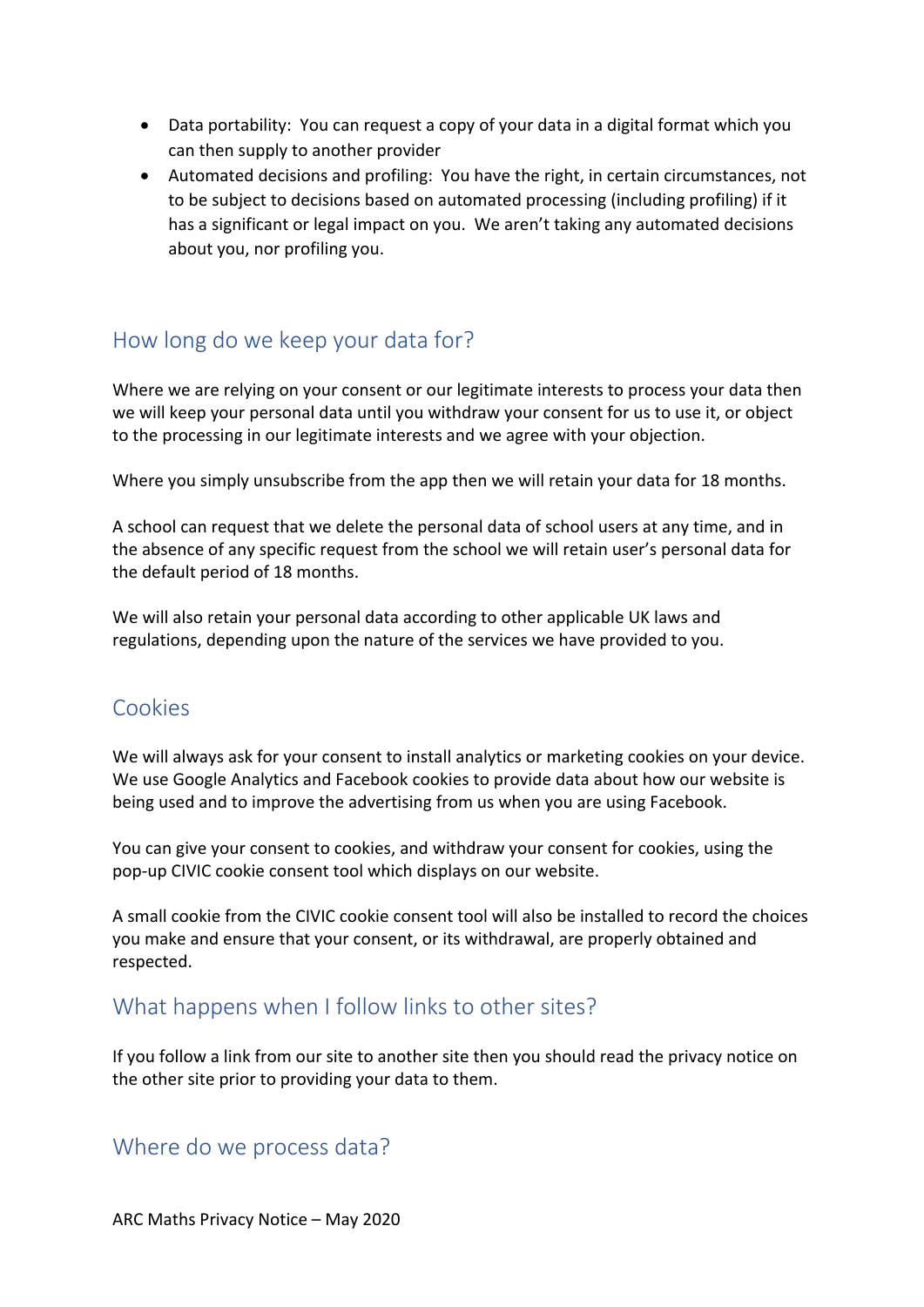- Data portability: You can request a copy of your data in a digital format which you can then supply to another provider
- Automated decisions and profiling: You have the right, in certain circumstances, not to be subject to decisions based on automated processing (including profiling) if it has a significant or legal impact on you. We aren't taking any automated decisions about you, nor profiling you.

## How long do we keep your data for?

Where we are relying on your consent or our legitimate interests to process your data then we will keep your personal data until you withdraw your consent for us to use it, or object to the processing in our legitimate interests and we agree with your objection.

Where you simply unsubscribe from the app then we will retain your data for 18 months.

A school can request that we delete the personal data of school users at any time, and in the absence of any specific request from the school we will retain user's personal data for the default period of 18 months.

We will also retain your personal data according to other applicable UK laws and regulations, depending upon the nature of the services we have provided to you.

## Cookies

We will always ask for your consent to install analytics or marketing cookies on your device. We use Google Analytics and Facebook cookies to provide data about how our website is being used and to improve the advertising from us when you are using Facebook.

You can give your consent to cookies, and withdraw your consent for cookies, using the pop-up CIVIC cookie consent tool which displays on our website.

A small cookie from the CIVIC cookie consent tool will also be installed to record the choices you make and ensure that your consent, or its withdrawal, are properly obtained and respected.

## What happens when I follow links to other sites?

If you follow a link from our site to another site then you should read the privacy notice on the other site prior to providing your data to them.

## Where do we process data?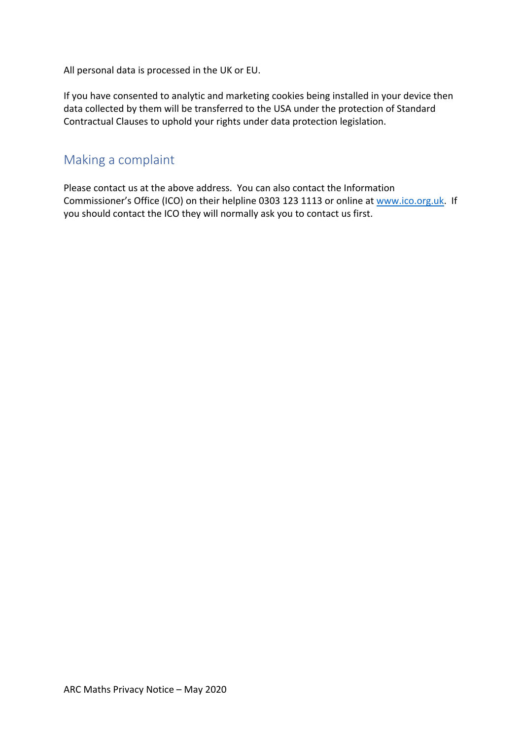All personal data is processed in the UK or EU.

If you have consented to analytic and marketing cookies being installed in your device then data collected by them will be transferred to the USA under the protection of Standard Contractual Clauses to uphold your rights under data protection legislation.

## Making a complaint

Please contact us at the above address. You can also contact the Information Commissioner's Office (ICO) on their helpline 0303 123 1113 or online at www.ico.org.uk. If you should contact the ICO they will normally ask you to contact us first.